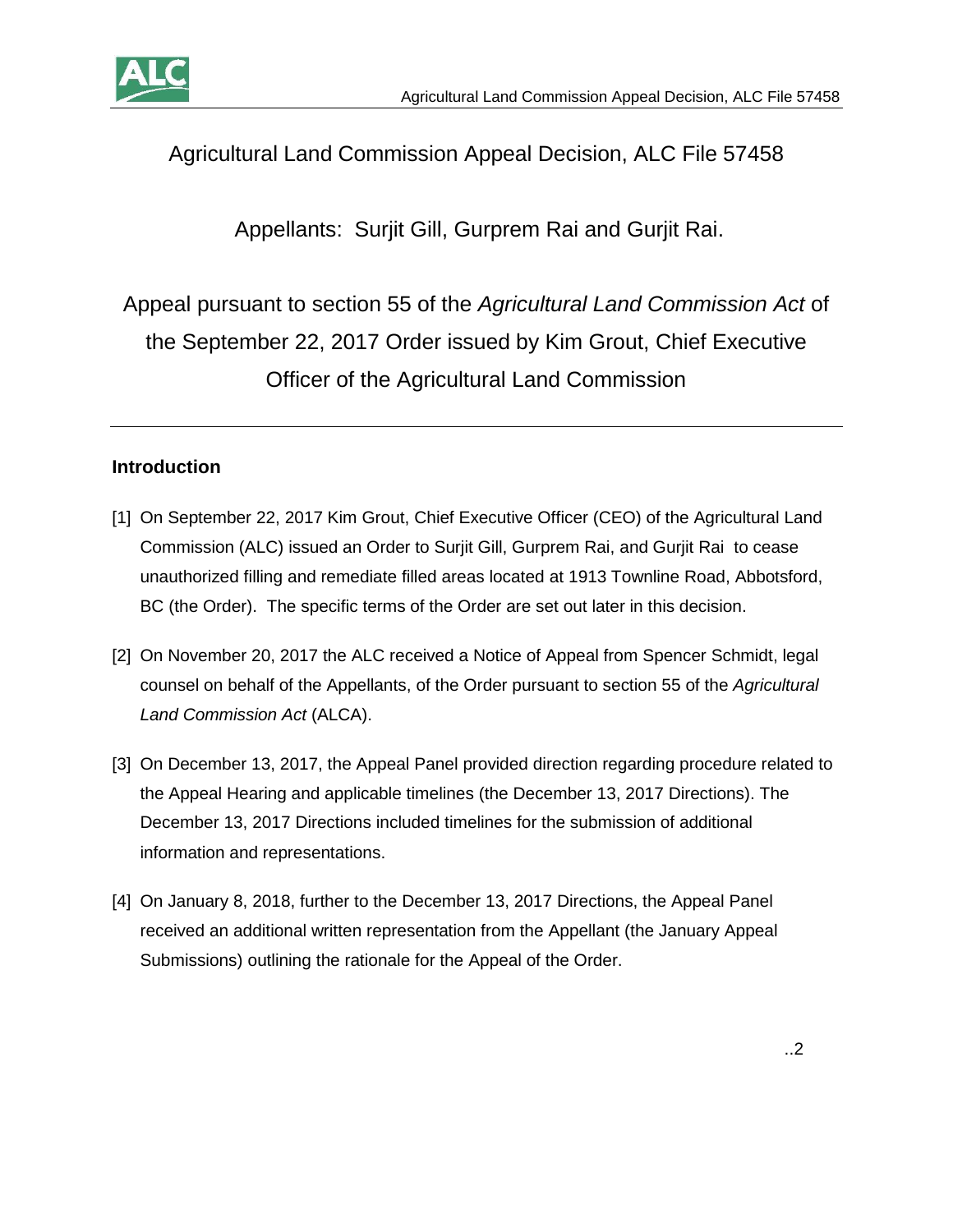# Agricultural Land Commission Appeal Decision, ALC File 57458

## Appellants: Surjit Gill, Gurprem Rai and Gurjit Rai.

## Appeal pursuant to section 55 of the *Agricultural Land Commission Act* of the September 22, 2017 Order issued by Kim Grout, Chief Executive Officer of the Agricultural Land Commission

---

**Introduction**

[1] On September 22, 2017 Kim Grout, Chief Executive Officer (CEO) of the Agricultural Land Commission (ALC) issued an Order to Surjit Gill, Gurprem Rai, and Gurjit Rai to cease unauthorized filling and remediate filled areas located at 1913 Townline Road, Abbotsford, BC (the Order). The specific terms of the Order are set out later in this decision.

[2] On November 20, 2017 the ALC received a Notice of Appeal from Spencer Schmidt, legal counsel on behalf of the Appellants, of the Order pursuant to section 55 of the *Agricultural Land Commission Act* (ALCA).

[3] On December 13, 2017, the Appeal Panel provided direction regarding procedure related to the Appeal Hearing and applicable timelines (the December 13, 2017 Directions). The December 13, 2017 Directions included timelines for the submission of additional information and representations.

[4] On January 8, 2018, further to the December 13, 2017 Directions, the Appeal Panel received an additional written representation from the Appellant (the January Appeal Submissions) outlining the rationale for the Appeal of the Order.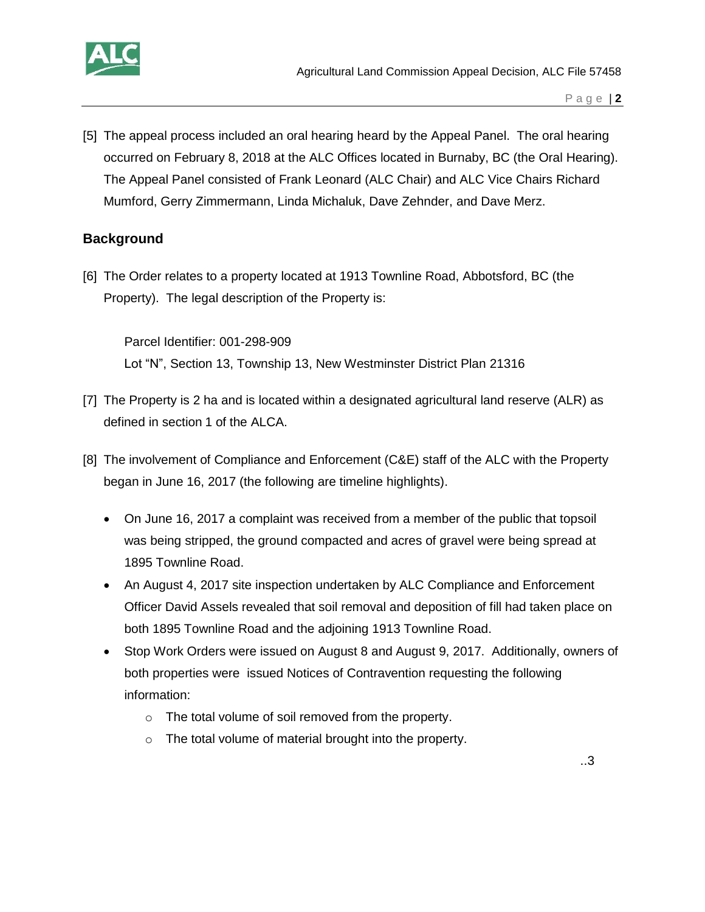[5] The appeal process included an oral hearing heard by the Appeal Panel. The oral hearing occurred on February 8, 2018 at the ALC Offices located in Burnaby, BC (the Oral Hearing). The Appeal Panel consisted of Frank Leonard (ALC Chair) and ALC Vice Chairs Richard Mumford, Gerry Zimmermann, Linda Michaluk, Dave Zehnder, and Dave Merz.

## Background

[6] The Order relates to a property located at 1913 Townline Road, Abbotsford, BC (the Property). The legal description of the Property is:

> Parcel Identifier: 001-298-909
> Lot "N", Section 13, Township 13, New Westminster District Plan 21316

[7] The Property is 2 ha and is located within a designated agricultural land reserve (ALR) as defined in section 1 of the ALCA.

[8] The involvement of Compliance and Enforcement (C&E) staff of the ALC with the Property began in June 16, 2017 (the following are timeline highlights).

- On June 16, 2017 a complaint was received from a member of the public that topsoil was being stripped, the ground compacted and acres of gravel were being spread at 1895 Townline Road.
- An August 4, 2017 site inspection undertaken by ALC Compliance and Enforcement Officer David Assels revealed that soil removal and deposition of fill had taken place on both 1895 Townline Road and the adjoining 1913 Townline Road.
- Stop Work Orders were issued on August 8 and August 9, 2017. Additionally, owners of both properties were issued Notices of Contravention requesting the following information:
  - The total volume of soil removed from the property.
  - The total volume of material brought into the property.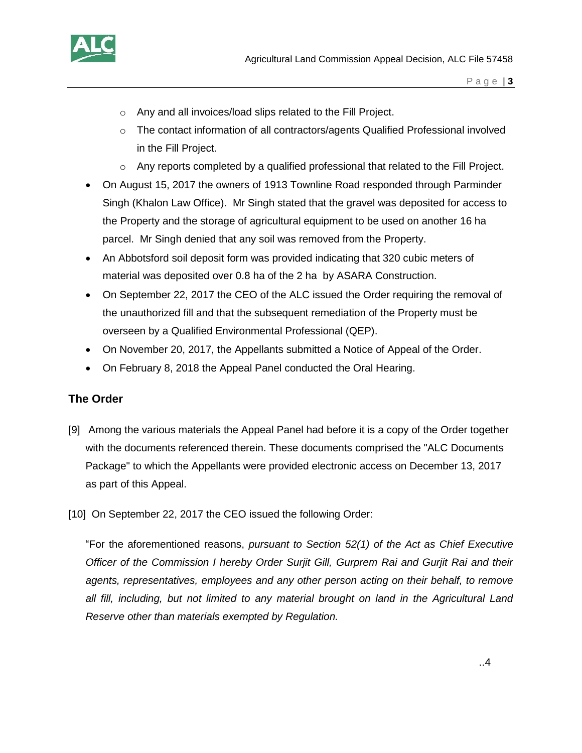- Any and all invoices/load slips related to the Fill Project.
  - The contact information of all contractors/agents Qualified Professional involved in the Fill Project.
  - Any reports completed by a qualified professional that related to the Fill Project.
- On August 15, 2017 the owners of 1913 Townline Road responded through Parminder Singh (Khalon Law Office). Mr Singh stated that the gravel was deposited for access to the Property and the storage of agricultural equipment to be used on another 16 ha parcel. Mr Singh denied that any soil was removed from the Property.
- An Abbotsford soil deposit form was provided indicating that 320 cubic meters of material was deposited over 0.8 ha of the 2 ha by ASARA Construction.
- On September 22, 2017 the CEO of the ALC issued the Order requiring the removal of the unauthorized fill and that the subsequent remediation of the Property must be overseen by a Qualified Environmental Professional (QEP).
- On November 20, 2017, the Appellants submitted a Notice of Appeal of the Order.
- On February 8, 2018 the Appeal Panel conducted the Oral Hearing.

## The Order

[9] Among the various materials the Appeal Panel had before it is a copy of the Order together with the documents referenced therein. These documents comprised the "ALC Documents Package" to which the Appellants were provided electronic access on December 13, 2017 as part of this Appeal.

[10] On September 22, 2017 the CEO issued the following Order:

"For the aforementioned reasons, *pursuant to Section 52(1) of the Act as Chief Executive Officer of the Commission I hereby Order Surjit Gill, Gurprem Rai and Gurjit Rai and their agents, representatives, employees and any other person acting on their behalf, to remove all fill, including, but not limited to any material brought on land in the Agricultural Land Reserve other than materials exempted by Regulation.*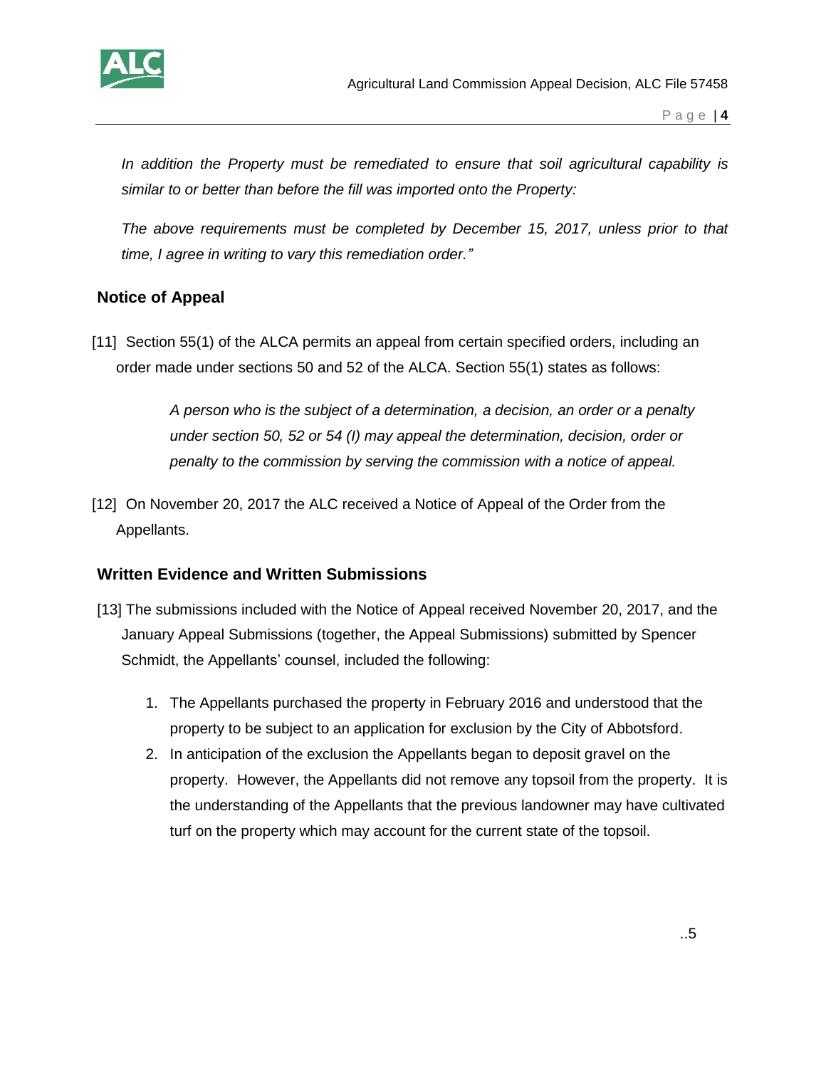*In addition the Property must be remediated to ensure that soil agricultural capability is similar to or better than before the fill was imported onto the Property:*

*The above requirements must be completed by December 15, 2017, unless prior to that time, I agree in writing to vary this remediation order."*

## Notice of Appeal

[11] Section 55(1) of the ALCA permits an appeal from certain specified orders, including an order made under sections 50 and 52 of the ALCA. Section 55(1) states as follows:

> *A person who is the subject of a determination, a decision, an order or a penalty under section 50, 52 or 54 (I) may appeal the determination, decision, order or penalty to the commission by serving the commission with a notice of appeal.*

[12] On November 20, 2017 the ALC received a Notice of Appeal of the Order from the Appellants.

## Written Evidence and Written Submissions

[13] The submissions included with the Notice of Appeal received November 20, 2017, and the January Appeal Submissions (together, the Appeal Submissions) submitted by Spencer Schmidt, the Appellants' counsel, included the following:

1. The Appellants purchased the property in February 2016 and understood that the property to be subject to an application for exclusion by the City of Abbotsford.
2. In anticipation of the exclusion the Appellants began to deposit gravel on the property. However, the Appellants did not remove any topsoil from the property. It is the understanding of the Appellants that the previous landowner may have cultivated turf on the property which may account for the current state of the topsoil.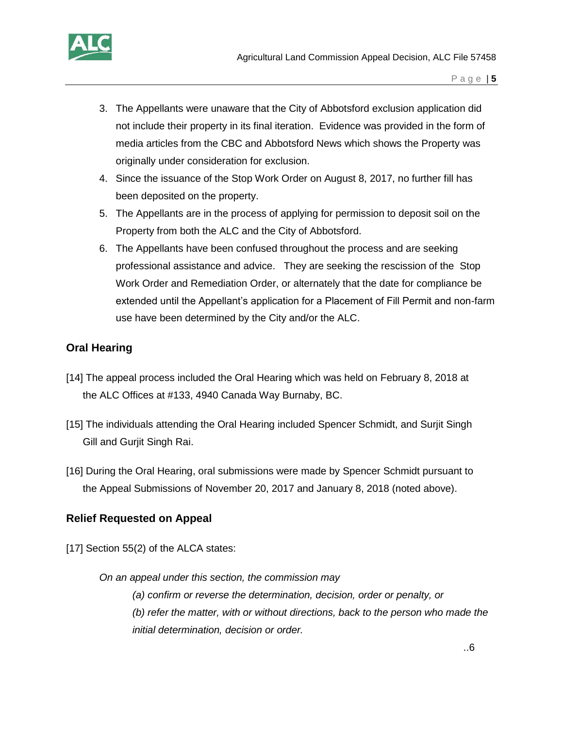3. The Appellants were unaware that the City of Abbotsford exclusion application did not include their property in its final iteration. Evidence was provided in the form of media articles from the CBC and Abbotsford News which shows the Property was originally under consideration for exclusion.
4. Since the issuance of the Stop Work Order on August 8, 2017, no further fill has been deposited on the property.
5. The Appellants are in the process of applying for permission to deposit soil on the Property from both the ALC and the City of Abbotsford.
6. The Appellants have been confused throughout the process and are seeking professional assistance and advice. They are seeking the rescission of the Stop Work Order and Remediation Order, or alternately that the date for compliance be extended until the Appellant's application for a Placement of Fill Permit and non-farm use have been determined by the City and/or the ALC.

## Oral Hearing

[14] The appeal process included the Oral Hearing which was held on February 8, 2018 at the ALC Offices at #133, 4940 Canada Way Burnaby, BC.

[15] The individuals attending the Oral Hearing included Spencer Schmidt, and Surjit Singh Gill and Gurjit Singh Rai.

[16] During the Oral Hearing, oral submissions were made by Spencer Schmidt pursuant to the Appeal Submissions of November 20, 2017 and January 8, 2018 (noted above).

## Relief Requested on Appeal

[17] Section 55(2) of the ALCA states:

*On an appeal under this section, the commission may*

*(a) confirm or reverse the determination, decision, order or penalty, or*

*(b) refer the matter, with or without directions, back to the person who made the initial determination, decision or order.*

..6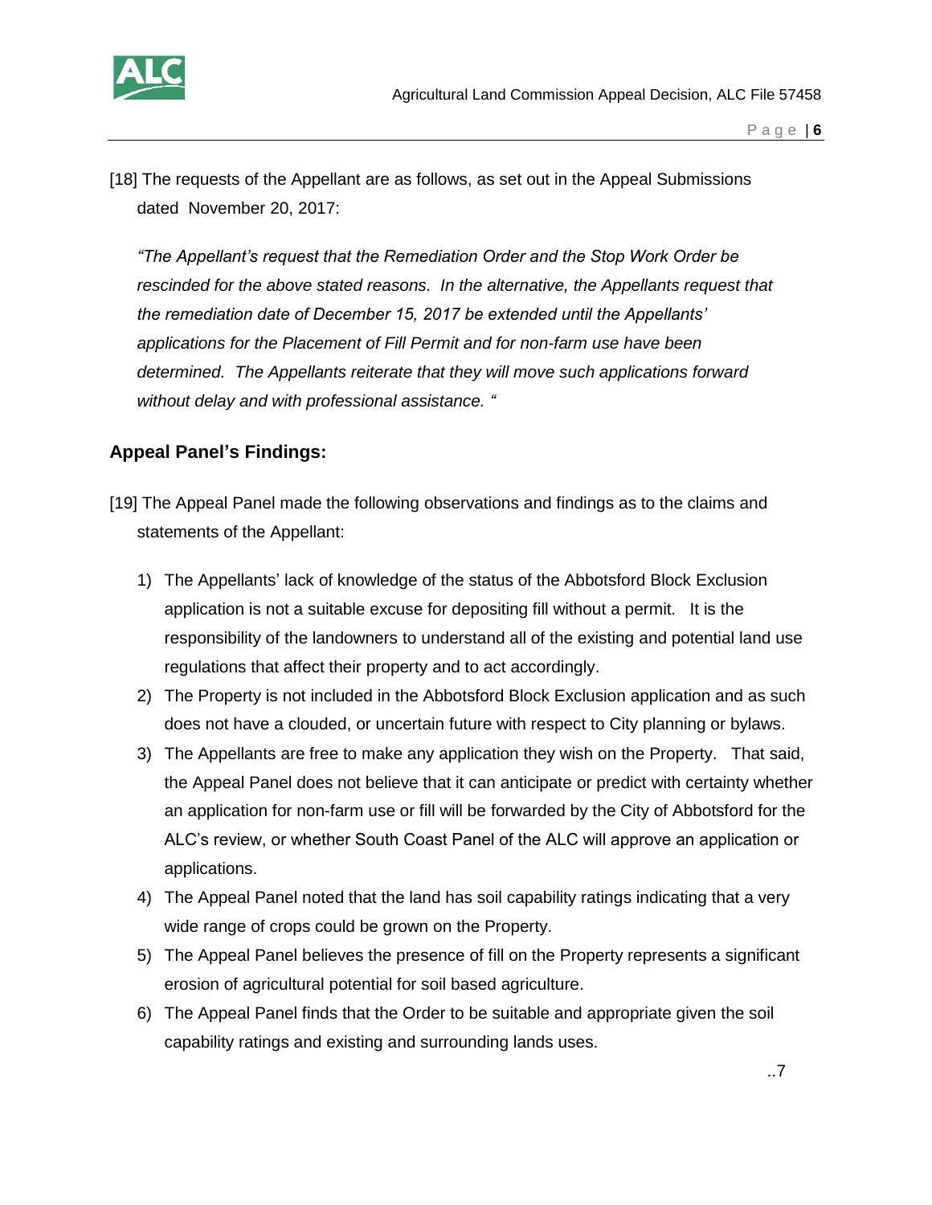[18] The requests of the Appellant are as follows, as set out in the Appeal Submissions dated November 20, 2017:

*"The Appellant's request that the Remediation Order and the Stop Work Order be rescinded for the above stated reasons. In the alternative, the Appellants request that the remediation date of December 15, 2017 be extended until the Appellants' applications for the Placement of Fill Permit and for non-farm use have been determined. The Appellants reiterate that they will move such applications forward without delay and with professional assistance. "*

## Appeal Panel's Findings:

[19] The Appeal Panel made the following observations and findings as to the claims and statements of the Appellant:

1) The Appellants' lack of knowledge of the status of the Abbotsford Block Exclusion application is not a suitable excuse for depositing fill without a permit. It is the responsibility of the landowners to understand all of the existing and potential land use regulations that affect their property and to act accordingly.
2) The Property is not included in the Abbotsford Block Exclusion application and as such does not have a clouded, or uncertain future with respect to City planning or bylaws.
3) The Appellants are free to make any application they wish on the Property. That said, the Appeal Panel does not believe that it can anticipate or predict with certainty whether an application for non-farm use or fill will be forwarded by the City of Abbotsford for the ALC's review, or whether South Coast Panel of the ALC will approve an application or applications.
4) The Appeal Panel noted that the land has soil capability ratings indicating that a very wide range of crops could be grown on the Property.
5) The Appeal Panel believes the presence of fill on the Property represents a significant erosion of agricultural potential for soil based agriculture.
6) The Appeal Panel finds that the Order to be suitable and appropriate given the soil capability ratings and existing and surrounding lands uses.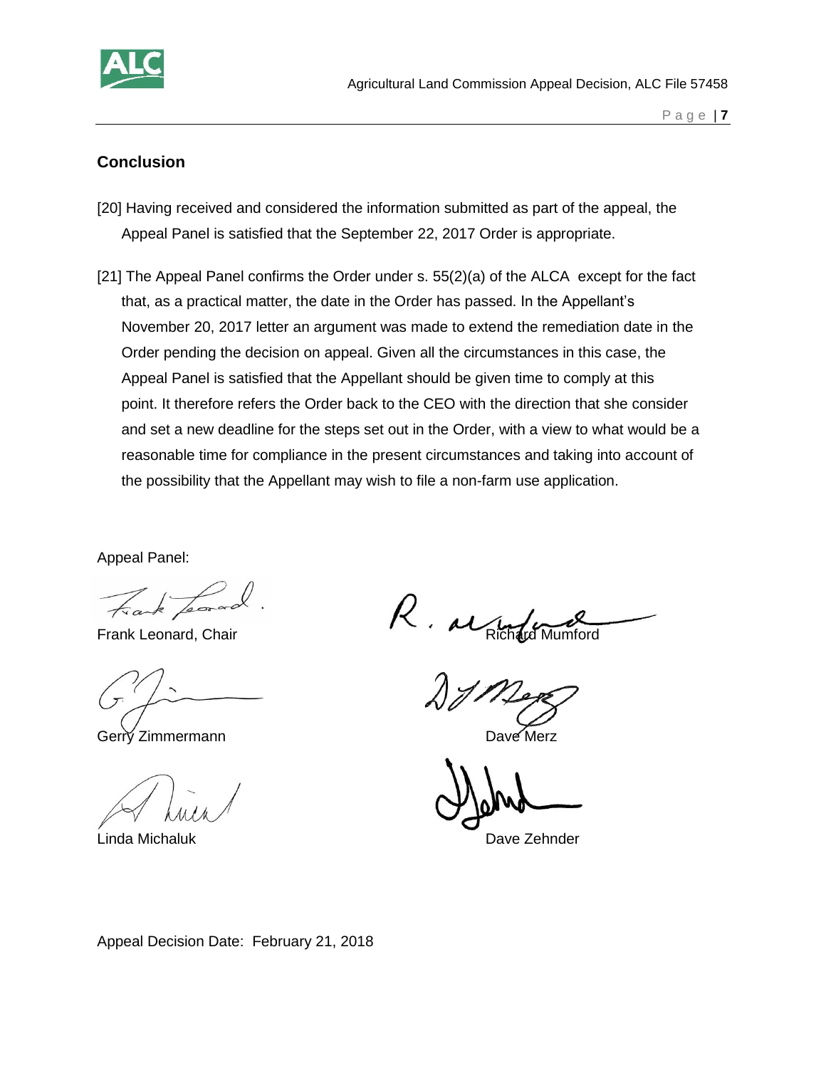## Conclusion

[20] Having received and considered the information submitted as part of the appeal, the Appeal Panel is satisfied that the September 22, 2017 Order is appropriate.

[21] The Appeal Panel confirms the Order under s. 55(2)(a) of the ALCA except for the fact that, as a practical matter, the date in the Order has passed. In the Appellant's November 20, 2017 letter an argument was made to extend the remediation date in the Order pending the decision on appeal. Given all the circumstances in this case, the Appeal Panel is satisfied that the Appellant should be given time to comply at this point. It therefore refers the Order back to the CEO with the direction that she consider and set a new deadline for the steps set out in the Order, with a view to what would be a reasonable time for compliance in the present circumstances and taking into account of the possibility that the Appellant may wish to file a non-farm use application.

Appeal Panel:

Frank Leonard, Chair

Richard Mumford

Gerry Zimmermann

Dave Merz

Linda Michaluk

Dave Zehnder

Appeal Decision Date: February 21, 2018